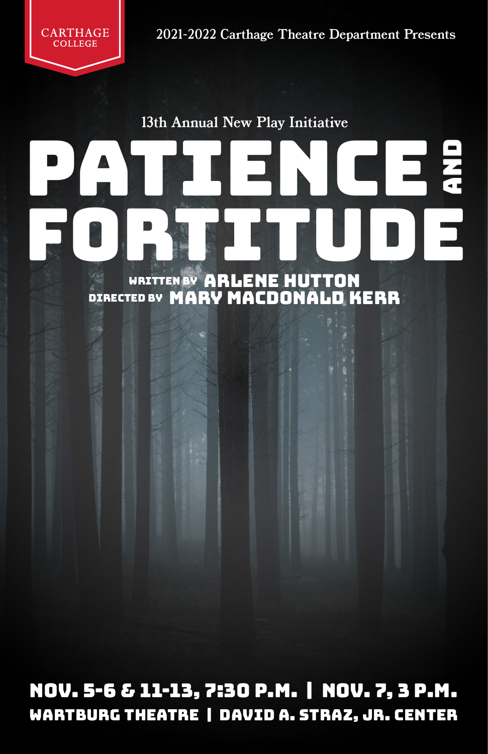CARTHAGE COLLEGE

2021-2022 Carthage Theatre Department Presents

13th Annual New Play Initiative

# PATIENCE AND FORTITUDE

WRITTEN BY **ARLENE HUTTON**

DIRECTED BY **MARY MACDONALD KERR**

**NOV. 5-6 & 11-13, 7:30 P.M. | NOV. 7, 3 P.M.**

**WARTBURG THEATRE | DAVID A. STRAZ, JR. CENTER**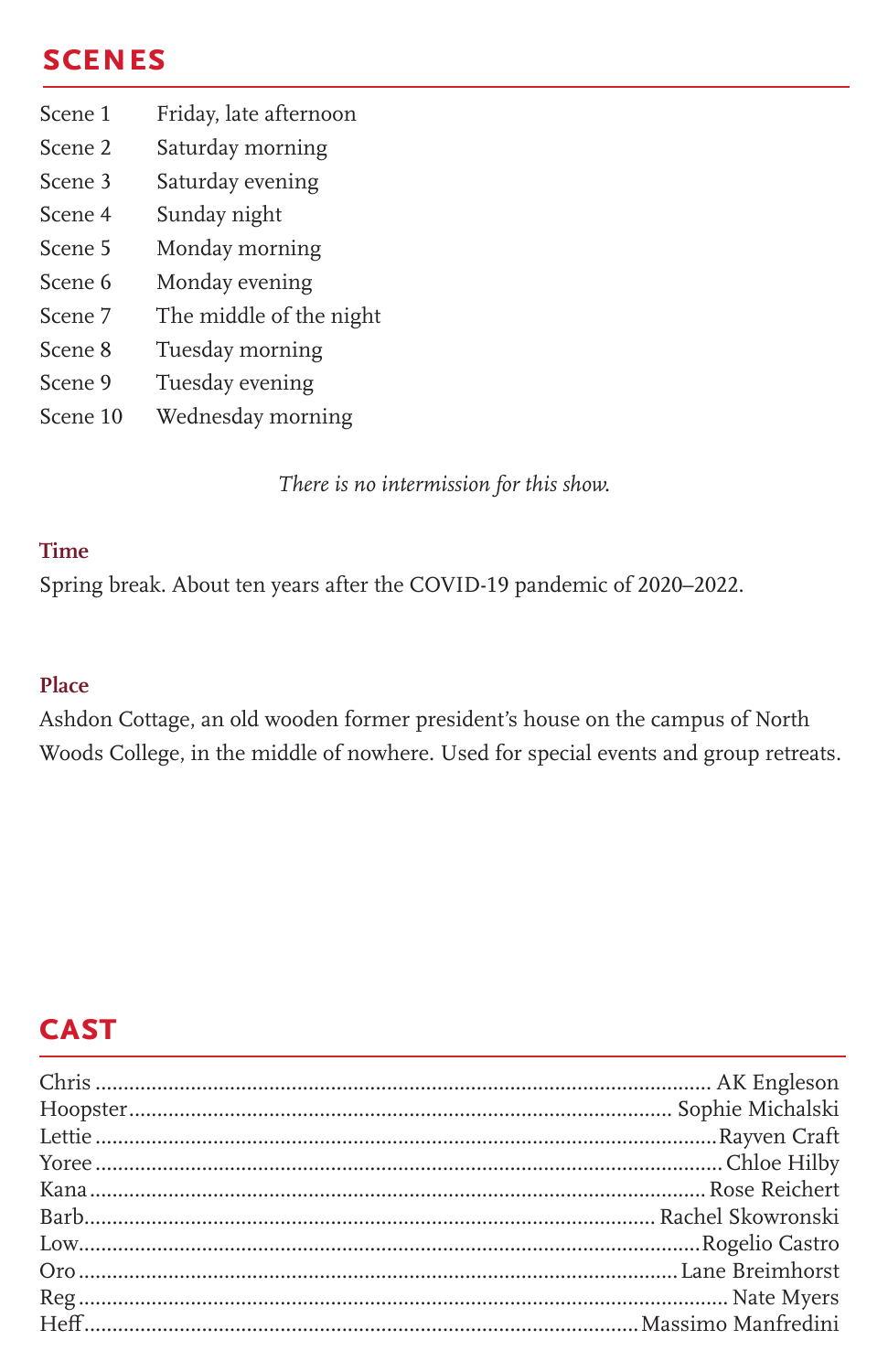## SCENES

| | |
|---|---|
| Scene 1 | Friday, late afternoon |
| Scene 2 | Saturday morning |
| Scene 3 | Saturday evening |
| Scene 4 | Sunday night |
| Scene 5 | Monday morning |
| Scene 6 | Monday evening |
| Scene 7 | The middle of the night |
| Scene 8 | Tuesday morning |
| Scene 9 | Tuesday evening |
| Scene 10 | Wednesday morning |

*There is no intermission for this show.*

### Time

Spring break. About ten years after the COVID-19 pandemic of 2020–2022.

### Place

Ashdon Cottage, an old wooden former president's house on the campus of North Woods College, in the middle of nowhere. Used for special events and group retreats.

## CAST

| | |
|---|---|
| Chris | AK Engleson |
| Hoopster | Sophie Michalski |
| Lettie | Rayven Craft |
| Yoree | Chloe Hilby |
| Kana | Rose Reichert |
| Barb | Rachel Skowronski |
| Low | Rogelio Castro |
| Oro | Lane Breimhorst |
| Reg | Nate Myers |
| Heff | Massimo Manfredini |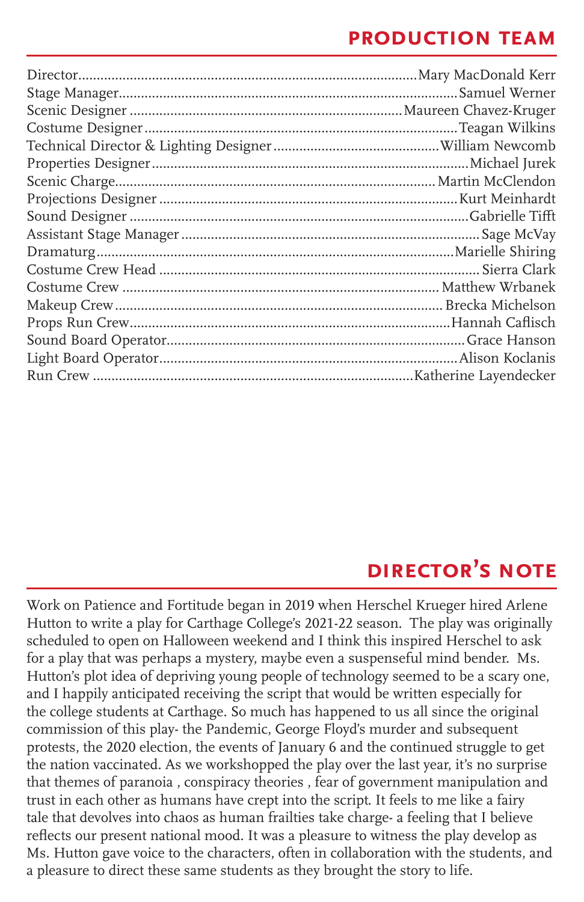## PRODUCTION TEAM

| Role | Name |
|---|---|
| Director | Mary MacDonald Kerr |
| Stage Manager | Samuel Werner |
| Scenic Designer | Maureen Chavez-Kruger |
| Costume Designer | Teagan Wilkins |
| Technical Director & Lighting Designer | William Newcomb |
| Properties Designer | Michael Jurek |
| Scenic Charge | Martin McClendon |
| Projections Designer | Kurt Meinhardt |
| Sound Designer | Gabrielle Tifft |
| Assistant Stage Manager | Sage McVay |
| Dramaturg | Marielle Shiring |
| Costume Crew Head | Sierra Clark |
| Costume Crew | Matthew Wrbanek |
| Makeup Crew | Brecka Michelson |
| Props Run Crew | Hannah Caflisch |
| Sound Board Operator | Grace Hanson |
| Light Board Operator | Alison Koclanis |
| Run Crew | Katherine Layendecker |

## DIRECTOR'S NOTE

Work on Patience and Fortitude began in 2019 when Herschel Krueger hired Arlene Hutton to write a play for Carthage College's 2021-22 season. The play was originally scheduled to open on Halloween weekend and I think this inspired Herschel to ask for a play that was perhaps a mystery, maybe even a suspenseful mind bender. Ms. Hutton's plot idea of depriving young people of technology seemed to be a scary one, and I happily anticipated receiving the script that would be written especially for the college students at Carthage. So much has happened to us all since the original commission of this play- the Pandemic, George Floyd's murder and subsequent protests, the 2020 election, the events of January 6 and the continued struggle to get the nation vaccinated. As we workshopped the play over the last year, it's no surprise that themes of paranoia , conspiracy theories , fear of government manipulation and trust in each other as humans have crept into the script. It feels to me like a fairy tale that devolves into chaos as human frailties take charge- a feeling that I believe reflects our present national mood. It was a pleasure to witness the play develop as Ms. Hutton gave voice to the characters, often in collaboration with the students, and a pleasure to direct these same students as they brought the story to life.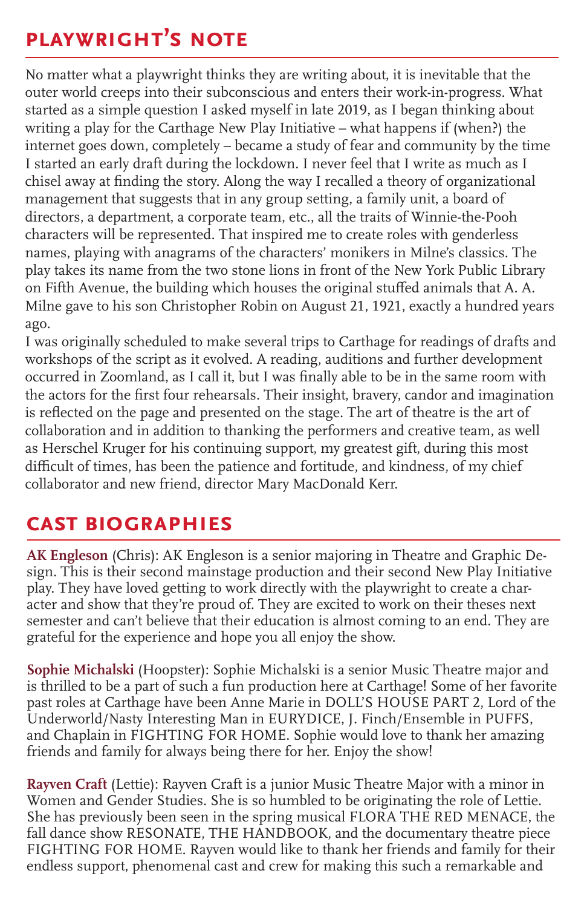## PLAYWRIGHT'S NOTE

No matter what a playwright thinks they are writing about, it is inevitable that the outer world creeps into their subconscious and enters their work-in-progress. What started as a simple question I asked myself in late 2019, as I began thinking about writing a play for the Carthage New Play Initiative – what happens if (when?) the internet goes down, completely – became a study of fear and community by the time I started an early draft during the lockdown. I never feel that I write as much as I chisel away at finding the story. Along the way I recalled a theory of organizational management that suggests that in any group setting, a family unit, a board of directors, a department, a corporate team, etc., all the traits of Winnie-the-Pooh characters will be represented. That inspired me to create roles with genderless names, playing with anagrams of the characters' monikers in Milne's classics. The play takes its name from the two stone lions in front of the New York Public Library on Fifth Avenue, the building which houses the original stuffed animals that A. A. Milne gave to his son Christopher Robin on August 21, 1921, exactly a hundred years ago.

I was originally scheduled to make several trips to Carthage for readings of drafts and workshops of the script as it evolved. A reading, auditions and further development occurred in Zoomland, as I call it, but I was finally able to be in the same room with the actors for the first four rehearsals. Their insight, bravery, candor and imagination is reflected on the page and presented on the stage. The art of theatre is the art of collaboration and in addition to thanking the performers and creative team, as well as Herschel Kruger for his continuing support, my greatest gift, during this most difficult of times, has been the patience and fortitude, and kindness, of my chief collaborator and new friend, director Mary MacDonald Kerr.

## CAST BIOGRAPHIES

**AK Engleson** (Chris): AK Engleson is a senior majoring in Theatre and Graphic Design. This is their second mainstage production and their second New Play Initiative play. They have loved getting to work directly with the playwright to create a character and show that they're proud of. They are excited to work on their theses next semester and can't believe that their education is almost coming to an end. They are grateful for the experience and hope you all enjoy the show.

**Sophie Michalski** (Hoopster): Sophie Michalski is a senior Music Theatre major and is thrilled to be a part of such a fun production here at Carthage! Some of her favorite past roles at Carthage have been Anne Marie in DOLL'S HOUSE PART 2, Lord of the Underworld/Nasty Interesting Man in EURYDICE, J. Finch/Ensemble in PUFFS, and Chaplain in FIGHTING FOR HOME. Sophie would love to thank her amazing friends and family for always being there for her. Enjoy the show!

**Rayven Craft** (Lettie): Rayven Craft is a junior Music Theatre Major with a minor in Women and Gender Studies. She is so humbled to be originating the role of Lettie. She has previously been seen in the spring musical FLORA THE RED MENACE, the fall dance show RESONATE, THE HANDBOOK, and the documentary theatre piece FIGHTING FOR HOME. Rayven would like to thank her friends and family for their endless support, phenomenal cast and crew for making this such a remarkable and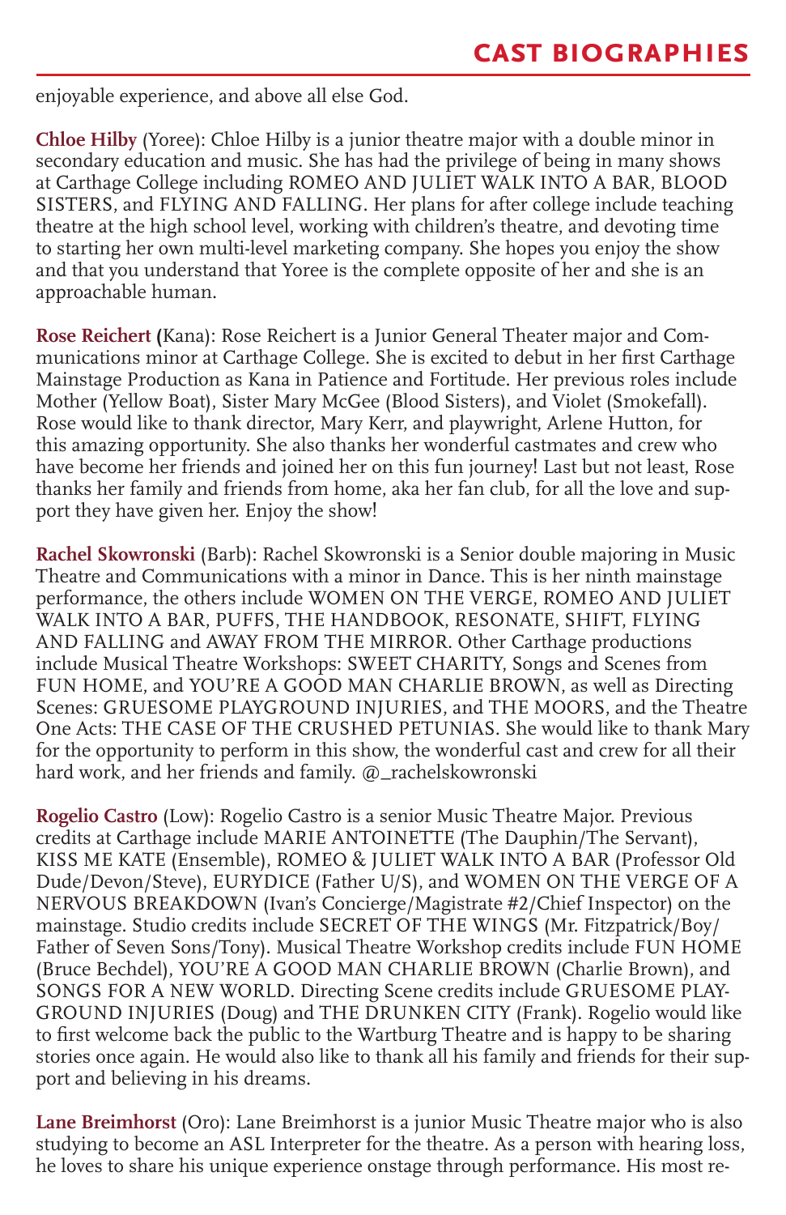## CAST BIOGRAPHIES

enjoyable experience, and above all else God.

**Chloe Hilby** (Yoree): Chloe Hilby is a junior theatre major with a double minor in secondary education and music. She has had the privilege of being in many shows at Carthage College including ROMEO AND JULIET WALK INTO A BAR, BLOOD SISTERS, and FLYING AND FALLING. Her plans for after college include teaching theatre at the high school level, working with children's theatre, and devoting time to starting her own multi-level marketing company. She hopes you enjoy the show and that you understand that Yoree is the complete opposite of her and she is an approachable human.

**Rose Reichert (**Kana): Rose Reichert is a Junior General Theater major and Communications minor at Carthage College. She is excited to debut in her first Carthage Mainstage Production as Kana in Patience and Fortitude. Her previous roles include Mother (Yellow Boat), Sister Mary McGee (Blood Sisters), and Violet (Smokefall). Rose would like to thank director, Mary Kerr, and playwright, Arlene Hutton, for this amazing opportunity. She also thanks her wonderful castmates and crew who have become her friends and joined her on this fun journey! Last but not least, Rose thanks her family and friends from home, aka her fan club, for all the love and support they have given her. Enjoy the show!

**Rachel Skowronski** (Barb): Rachel Skowronski is a Senior double majoring in Music Theatre and Communications with a minor in Dance. This is her ninth mainstage performance, the others include WOMEN ON THE VERGE, ROMEO AND JULIET WALK INTO A BAR, PUFFS, THE HANDBOOK, RESONATE, SHIFT, FLYING AND FALLING and AWAY FROM THE MIRROR. Other Carthage productions include Musical Theatre Workshops: SWEET CHARITY, Songs and Scenes from FUN HOME, and YOU'RE A GOOD MAN CHARLIE BROWN, as well as Directing Scenes: GRUESOME PLAYGROUND INJURIES, and THE MOORS, and the Theatre One Acts: THE CASE OF THE CRUSHED PETUNIAS. She would like to thank Mary for the opportunity to perform in this show, the wonderful cast and crew for all their hard work, and her friends and family. @_rachelskowronski

**Rogelio Castro** (Low): Rogelio Castro is a senior Music Theatre Major. Previous credits at Carthage include MARIE ANTOINETTE (The Dauphin/The Servant), KISS ME KATE (Ensemble), ROMEO & JULIET WALK INTO A BAR (Professor Old Dude/Devon/Steve), EURYDICE (Father U/S), and WOMEN ON THE VERGE OF A NERVOUS BREAKDOWN (Ivan's Concierge/Magistrate #2/Chief Inspector) on the mainstage. Studio credits include SECRET OF THE WINGS (Mr. Fitzpatrick/Boy/Father of Seven Sons/Tony). Musical Theatre Workshop credits include FUN HOME (Bruce Bechdel), YOU'RE A GOOD MAN CHARLIE BROWN (Charlie Brown), and SONGS FOR A NEW WORLD. Directing Scene credits include GRUESOME PLAYGROUND INJURIES (Doug) and THE DRUNKEN CITY (Frank). Rogelio would like to first welcome back the public to the Wartburg Theatre and is happy to be sharing stories once again. He would also like to thank all his family and friends for their support and believing in his dreams.

**Lane Breimhorst** (Oro): Lane Breimhorst is a junior Music Theatre major who is also studying to become an ASL Interpreter for the theatre. As a person with hearing loss, he loves to share his unique experience onstage through performance. His most re-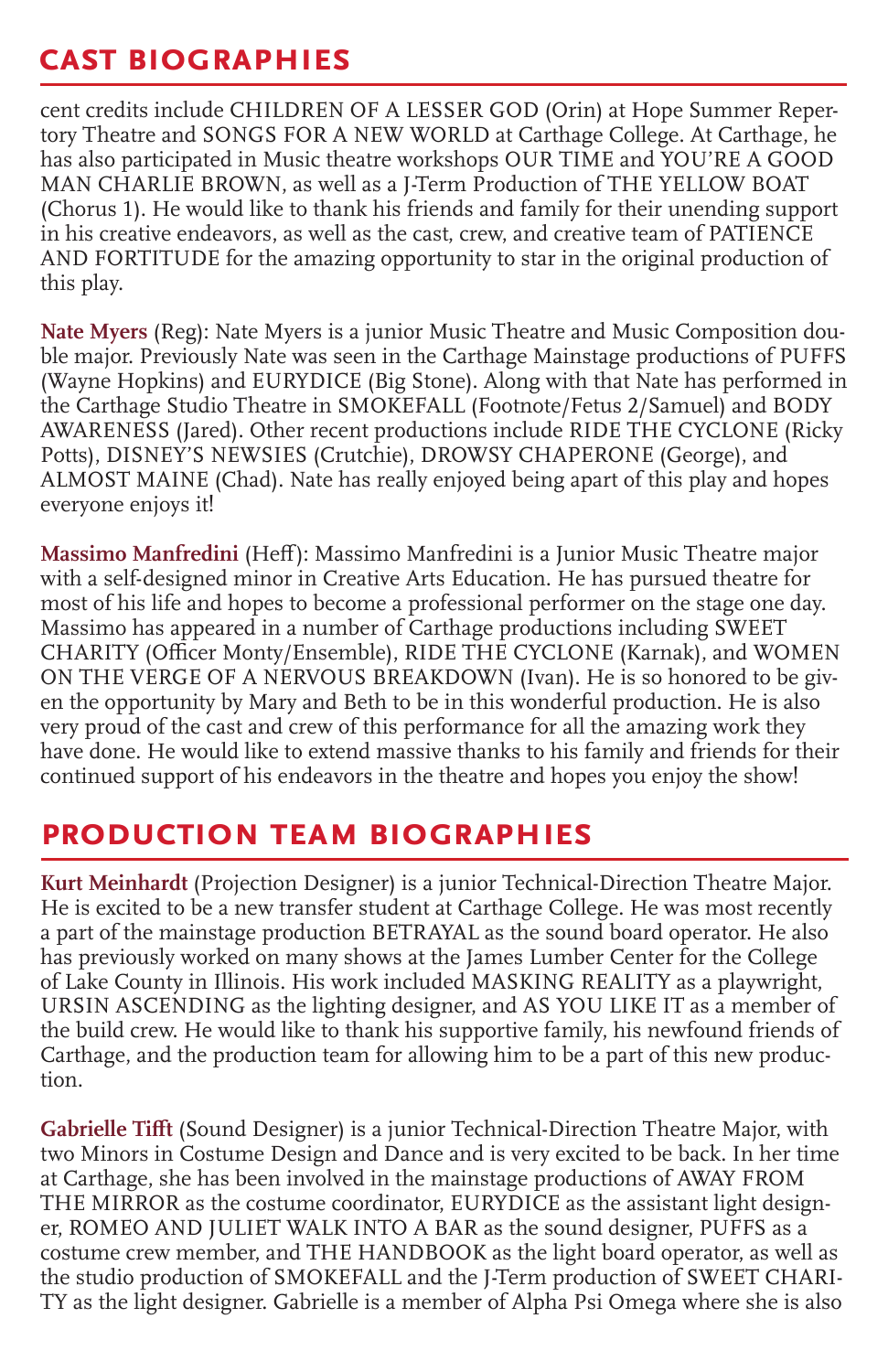## CAST BIOGRAPHIES

cent credits include CHILDREN OF A LESSER GOD (Orin) at Hope Summer Repertory Theatre and SONGS FOR A NEW WORLD at Carthage College. At Carthage, he has also participated in Music theatre workshops OUR TIME and YOU'RE A GOOD MAN CHARLIE BROWN, as well as a J-Term Production of THE YELLOW BOAT (Chorus 1). He would like to thank his friends and family for their unending support in his creative endeavors, as well as the cast, crew, and creative team of PATIENCE AND FORTITUDE for the amazing opportunity to star in the original production of this play.

**Nate Myers** (Reg): Nate Myers is a junior Music Theatre and Music Composition double major. Previously Nate was seen in the Carthage Mainstage productions of PUFFS (Wayne Hopkins) and EURYDICE (Big Stone). Along with that Nate has performed in the Carthage Studio Theatre in SMOKEFALL (Footnote/Fetus 2/Samuel) and BODY AWARENESS (Jared). Other recent productions include RIDE THE CYCLONE (Ricky Potts), DISNEY'S NEWSIES (Crutchie), DROWSY CHAPERONE (George), and ALMOST MAINE (Chad). Nate has really enjoyed being apart of this play and hopes everyone enjoys it!

**Massimo Manfredini** (Heff): Massimo Manfredini is a Junior Music Theatre major with a self-designed minor in Creative Arts Education. He has pursued theatre for most of his life and hopes to become a professional performer on the stage one day. Massimo has appeared in a number of Carthage productions including SWEET CHARITY (Officer Monty/Ensemble), RIDE THE CYCLONE (Karnak), and WOMEN ON THE VERGE OF A NERVOUS BREAKDOWN (Ivan). He is so honored to be given the opportunity by Mary and Beth to be in this wonderful production. He is also very proud of the cast and crew of this performance for all the amazing work they have done. He would like to extend massive thanks to his family and friends for their continued support of his endeavors in the theatre and hopes you enjoy the show!

## PRODUCTION TEAM BIOGRAPHIES

**Kurt Meinhardt** (Projection Designer) is a junior Technical-Direction Theatre Major. He is excited to be a new transfer student at Carthage College. He was most recently a part of the mainstage production BETRAYAL as the sound board operator. He also has previously worked on many shows at the James Lumber Center for the College of Lake County in Illinois. His work included MASKING REALITY as a playwright, URSIN ASCENDING as the lighting designer, and AS YOU LIKE IT as a member of the build crew. He would like to thank his supportive family, his newfound friends of Carthage, and the production team for allowing him to be a part of this new production.

**Gabrielle Tifft** (Sound Designer) is a junior Technical-Direction Theatre Major, with two Minors in Costume Design and Dance and is very excited to be back. In her time at Carthage, she has been involved in the mainstage productions of AWAY FROM THE MIRROR as the costume coordinator, EURYDICE as the assistant light designer, ROMEO AND JULIET WALK INTO A BAR as the sound designer, PUFFS as a costume crew member, and THE HANDBOOK as the light board operator, as well as the studio production of SMOKEFALL and the J-Term production of SWEET CHARITY as the light designer. Gabrielle is a member of Alpha Psi Omega where she is also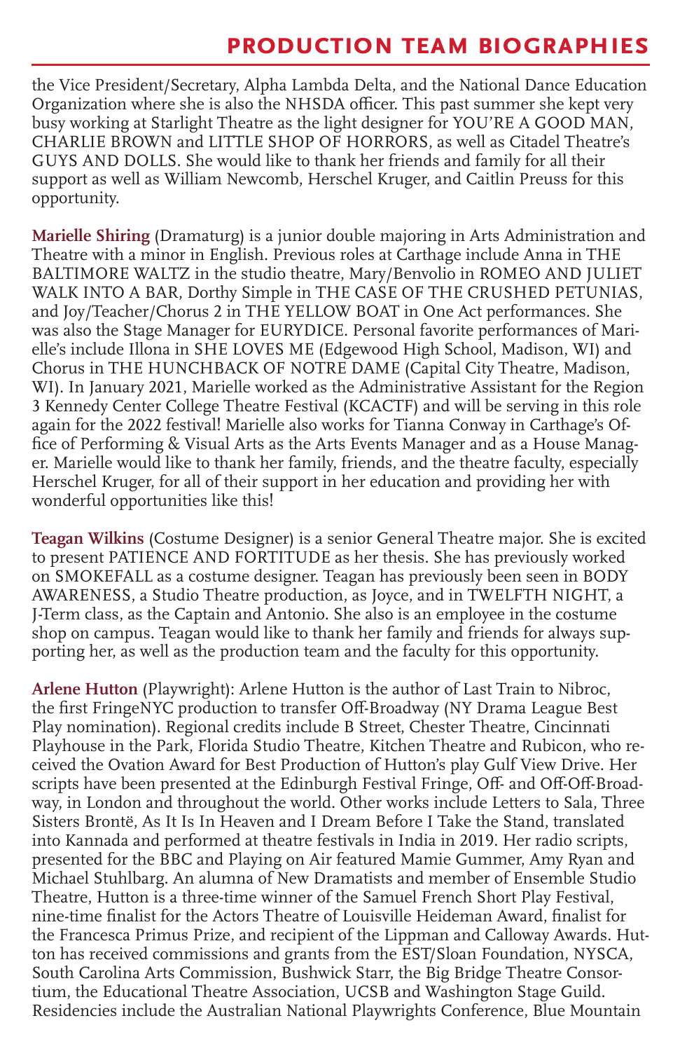## PRODUCTION TEAM BIOGRAPHIES

the Vice President/Secretary, Alpha Lambda Delta, and the National Dance Education Organization where she is also the NHSDA officer. This past summer she kept very busy working at Starlight Theatre as the light designer for YOU'RE A GOOD MAN, CHARLIE BROWN and LITTLE SHOP OF HORRORS, as well as Citadel Theatre's GUYS AND DOLLS. She would like to thank her friends and family for all their support as well as William Newcomb, Herschel Kruger, and Caitlin Preuss for this opportunity.

**Marielle Shiring** (Dramaturg) is a junior double majoring in Arts Administration and Theatre with a minor in English. Previous roles at Carthage include Anna in THE BALTIMORE WALTZ in the studio theatre, Mary/Benvolio in ROMEO AND JULIET WALK INTO A BAR, Dorthy Simple in THE CASE OF THE CRUSHED PETUNIAS, and Joy/Teacher/Chorus 2 in THE YELLOW BOAT in One Act performances. She was also the Stage Manager for EURYDICE. Personal favorite performances of Marielle's include Illona in SHE LOVES ME (Edgewood High School, Madison, WI) and Chorus in THE HUNCHBACK OF NOTRE DAME (Capital City Theatre, Madison, WI). In January 2021, Marielle worked as the Administrative Assistant for the Region 3 Kennedy Center College Theatre Festival (KCACTF) and will be serving in this role again for the 2022 festival! Marielle also works for Tianna Conway in Carthage's Office of Performing & Visual Arts as the Arts Events Manager and as a House Manager. Marielle would like to thank her family, friends, and the theatre faculty, especially Herschel Kruger, for all of their support in her education and providing her with wonderful opportunities like this!

**Teagan Wilkins** (Costume Designer) is a senior General Theatre major. She is excited to present PATIENCE AND FORTITUDE as her thesis. She has previously worked on SMOKEFALL as a costume designer. Teagan has previously been seen in BODY AWARENESS, a Studio Theatre production, as Joyce, and in TWELFTH NIGHT, a J-Term class, as the Captain and Antonio. She also is an employee in the costume shop on campus. Teagan would like to thank her family and friends for always supporting her, as well as the production team and the faculty for this opportunity.

**Arlene Hutton** (Playwright): Arlene Hutton is the author of Last Train to Nibroc, the first FringeNYC production to transfer Off-Broadway (NY Drama League Best Play nomination). Regional credits include B Street, Chester Theatre, Cincinnati Playhouse in the Park, Florida Studio Theatre, Kitchen Theatre and Rubicon, who received the Ovation Award for Best Production of Hutton's play Gulf View Drive. Her scripts have been presented at the Edinburgh Festival Fringe, Off- and Off-Off-Broadway, in London and throughout the world. Other works include Letters to Sala, Three Sisters Brontë, As It Is In Heaven and I Dream Before I Take the Stand, translated into Kannada and performed at theatre festivals in India in 2019. Her radio scripts, presented for the BBC and Playing on Air featured Mamie Gummer, Amy Ryan and Michael Stuhlbarg. An alumna of New Dramatists and member of Ensemble Studio Theatre, Hutton is a three-time winner of the Samuel French Short Play Festival, nine-time finalist for the Actors Theatre of Louisville Heideman Award, finalist for the Francesca Primus Prize, and recipient of the Lippman and Calloway Awards. Hutton has received commissions and grants from the EST/Sloan Foundation, NYSCA, South Carolina Arts Commission, Bushwick Starr, the Big Bridge Theatre Consortium, the Educational Theatre Association, UCSB and Washington Stage Guild. Residencies include the Australian National Playwrights Conference, Blue Mountain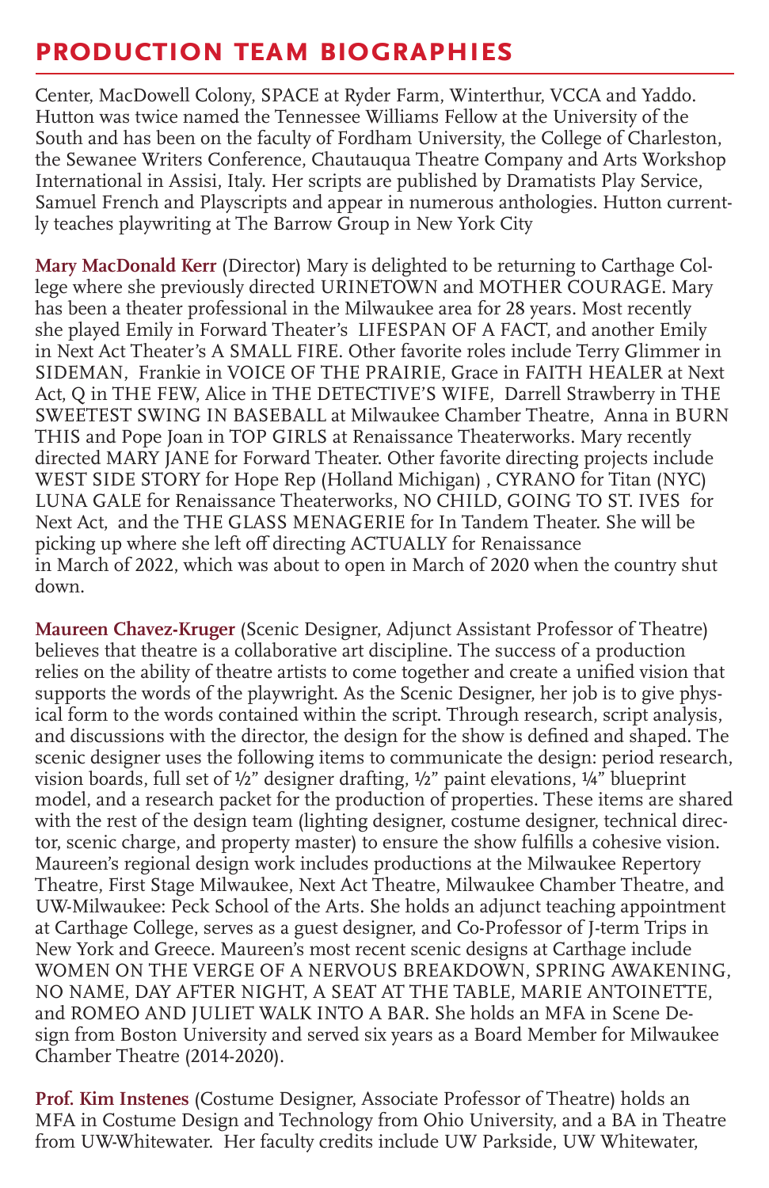## PRODUCTION TEAM BIOGRAPHIES

Center, MacDowell Colony, SPACE at Ryder Farm, Winterthur, VCCA and Yaddo. Hutton was twice named the Tennessee Williams Fellow at the University of the South and has been on the faculty of Fordham University, the College of Charleston, the Sewanee Writers Conference, Chautauqua Theatre Company and Arts Workshop International in Assisi, Italy. Her scripts are published by Dramatists Play Service, Samuel French and Playscripts and appear in numerous anthologies. Hutton currently teaches playwriting at The Barrow Group in New York City

**Mary MacDonald Kerr** (Director) Mary is delighted to be returning to Carthage College where she previously directed URINETOWN and MOTHER COURAGE. Mary has been a theater professional in the Milwaukee area for 28 years. Most recently she played Emily in Forward Theater's LIFESPAN OF A FACT, and another Emily in Next Act Theater's A SMALL FIRE. Other favorite roles include Terry Glimmer in SIDEMAN, Frankie in VOICE OF THE PRAIRIE, Grace in FAITH HEALER at Next Act, Q in THE FEW, Alice in THE DETECTIVE'S WIFE, Darrell Strawberry in THE SWEETEST SWING IN BASEBALL at Milwaukee Chamber Theatre, Anna in BURN THIS and Pope Joan in TOP GIRLS at Renaissance Theaterworks. Mary recently directed MARY JANE for Forward Theater. Other favorite directing projects include WEST SIDE STORY for Hope Rep (Holland Michigan) , CYRANO for Titan (NYC) LUNA GALE for Renaissance Theaterworks, NO CHILD, GOING TO ST. IVES for Next Act, and the THE GLASS MENAGERIE for In Tandem Theater. She will be picking up where she left off directing ACTUALLY for Renaissance in March of 2022, which was about to open in March of 2020 when the country shut down.

**Maureen Chavez-Kruger** (Scenic Designer, Adjunct Assistant Professor of Theatre) believes that theatre is a collaborative art discipline. The success of a production relies on the ability of theatre artists to come together and create a unified vision that supports the words of the playwright. As the Scenic Designer, her job is to give physical form to the words contained within the script. Through research, script analysis, and discussions with the director, the design for the show is defined and shaped. The scenic designer uses the following items to communicate the design: period research, vision boards, full set of ½" designer drafting, ½" paint elevations, ¼" blueprint model, and a research packet for the production of properties. These items are shared with the rest of the design team (lighting designer, costume designer, technical director, scenic charge, and property master) to ensure the show fulfills a cohesive vision. Maureen's regional design work includes productions at the Milwaukee Repertory Theatre, First Stage Milwaukee, Next Act Theatre, Milwaukee Chamber Theatre, and UW-Milwaukee: Peck School of the Arts. She holds an adjunct teaching appointment at Carthage College, serves as a guest designer, and Co-Professor of J-term Trips in New York and Greece. Maureen's most recent scenic designs at Carthage include WOMEN ON THE VERGE OF A NERVOUS BREAKDOWN, SPRING AWAKENING, NO NAME, DAY AFTER NIGHT, A SEAT AT THE TABLE, MARIE ANTOINETTE, and ROMEO AND JULIET WALK INTO A BAR. She holds an MFA in Scene Design from Boston University and served six years as a Board Member for Milwaukee Chamber Theatre (2014-2020).

**Prof. Kim Instenes** (Costume Designer, Associate Professor of Theatre) holds an MFA in Costume Design and Technology from Ohio University, and a BA in Theatre from UW-Whitewater. Her faculty credits include UW Parkside, UW Whitewater,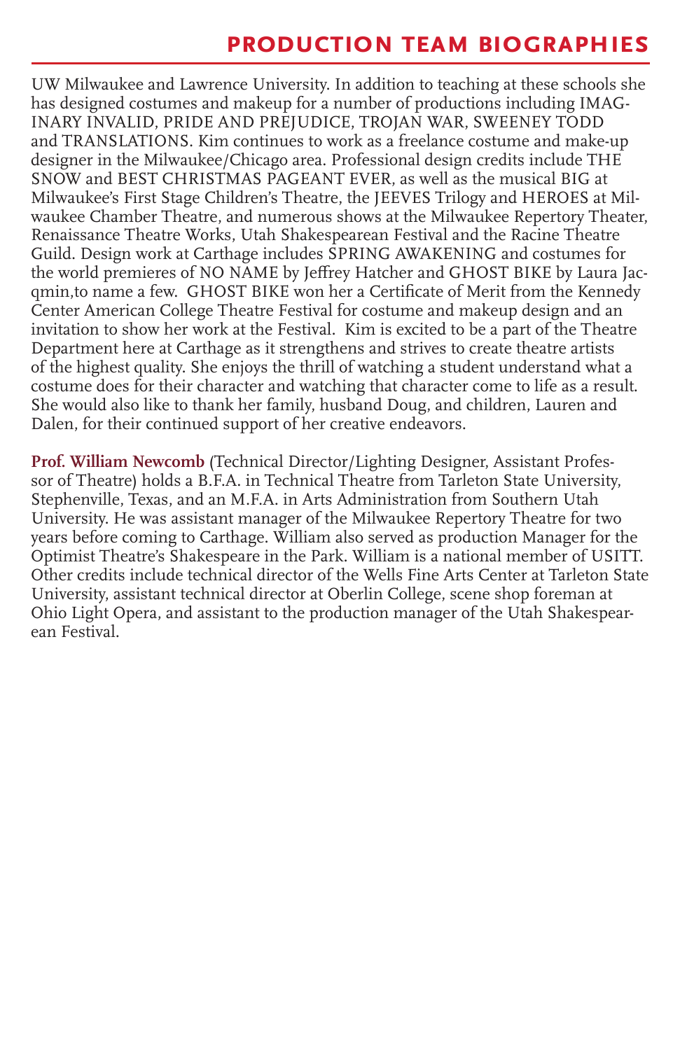## PRODUCTION TEAM BIOGRAPHIES

UW Milwaukee and Lawrence University. In addition to teaching at these schools she has designed costumes and makeup for a number of productions including IMAGINARY INVALID, PRIDE AND PREJUDICE, TROJAN WAR, SWEENEY TODD and TRANSLATIONS. Kim continues to work as a freelance costume and make-up designer in the Milwaukee/Chicago area. Professional design credits include THE SNOW and BEST CHRISTMAS PAGEANT EVER, as well as the musical BIG at Milwaukee's First Stage Children's Theatre, the JEEVES Trilogy and HEROES at Milwaukee Chamber Theatre, and numerous shows at the Milwaukee Repertory Theater, Renaissance Theatre Works, Utah Shakespearean Festival and the Racine Theatre Guild. Design work at Carthage includes SPRING AWAKENING and costumes for the world premieres of NO NAME by Jeffrey Hatcher and GHOST BIKE by Laura Jacqmin,to name a few. GHOST BIKE won her a Certificate of Merit from the Kennedy Center American College Theatre Festival for costume and makeup design and an invitation to show her work at the Festival. Kim is excited to be a part of the Theatre Department here at Carthage as it strengthens and strives to create theatre artists of the highest quality. She enjoys the thrill of watching a student understand what a costume does for their character and watching that character come to life as a result. She would also like to thank her family, husband Doug, and children, Lauren and Dalen, for their continued support of her creative endeavors.

**Prof. William Newcomb** (Technical Director/Lighting Designer, Assistant Professor of Theatre) holds a B.F.A. in Technical Theatre from Tarleton State University, Stephenville, Texas, and an M.F.A. in Arts Administration from Southern Utah University. He was assistant manager of the Milwaukee Repertory Theatre for two years before coming to Carthage. William also served as production Manager for the Optimist Theatre's Shakespeare in the Park. William is a national member of USITT. Other credits include technical director of the Wells Fine Arts Center at Tarleton State University, assistant technical director at Oberlin College, scene shop foreman at Ohio Light Opera, and assistant to the production manager of the Utah Shakespearean Festival.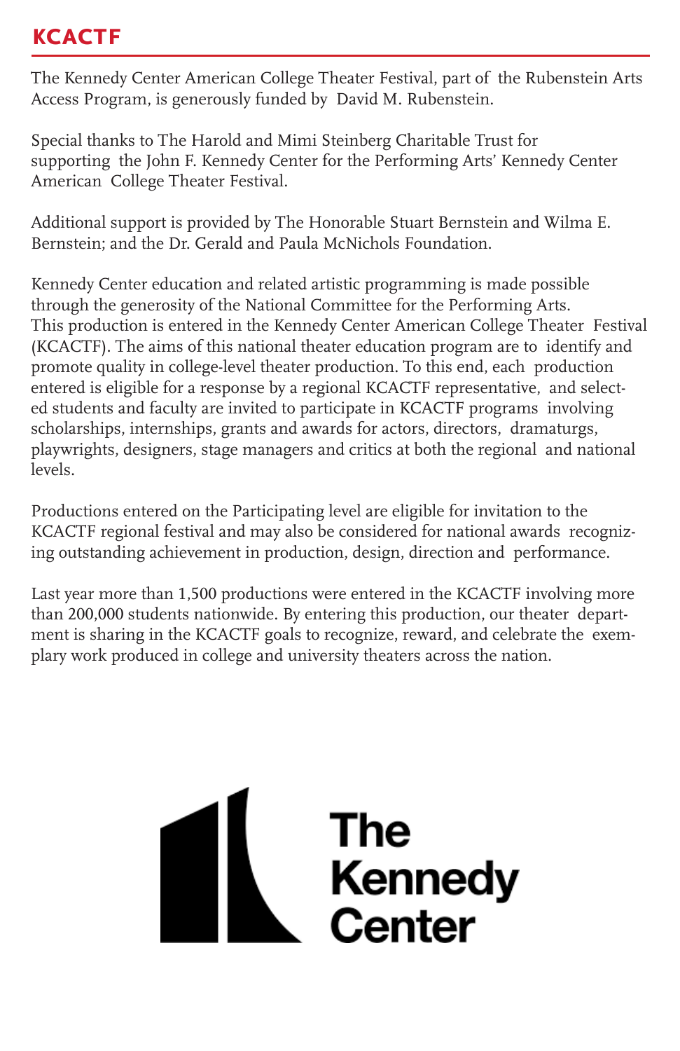## KCACTF

The Kennedy Center American College Theater Festival, part of the Rubenstein Arts Access Program, is generously funded by David M. Rubenstein.

Special thanks to The Harold and Mimi Steinberg Charitable Trust for supporting the John F. Kennedy Center for the Performing Arts' Kennedy Center American College Theater Festival.

Additional support is provided by The Honorable Stuart Bernstein and Wilma E. Bernstein; and the Dr. Gerald and Paula McNichols Foundation.

Kennedy Center education and related artistic programming is made possible through the generosity of the National Committee for the Performing Arts. This production is entered in the Kennedy Center American College Theater Festival (KCACTF). The aims of this national theater education program are to identify and promote quality in college-level theater production. To this end, each production entered is eligible for a response by a regional KCACTF representative, and selected students and faculty are invited to participate in KCACTF programs involving scholarships, internships, grants and awards for actors, directors, dramaturgs, playwrights, designers, stage managers and critics at both the regional and national levels.

Productions entered on the Participating level are eligible for invitation to the KCACTF regional festival and may also be considered for national awards recognizing outstanding achievement in production, design, direction and performance.

Last year more than 1,500 productions were entered in the KCACTF involving more than 200,000 students nationwide. By entering this production, our theater department is sharing in the KCACTF goals to recognize, reward, and celebrate the exemplary work produced in college and university theaters across the nation.

The Kennedy Center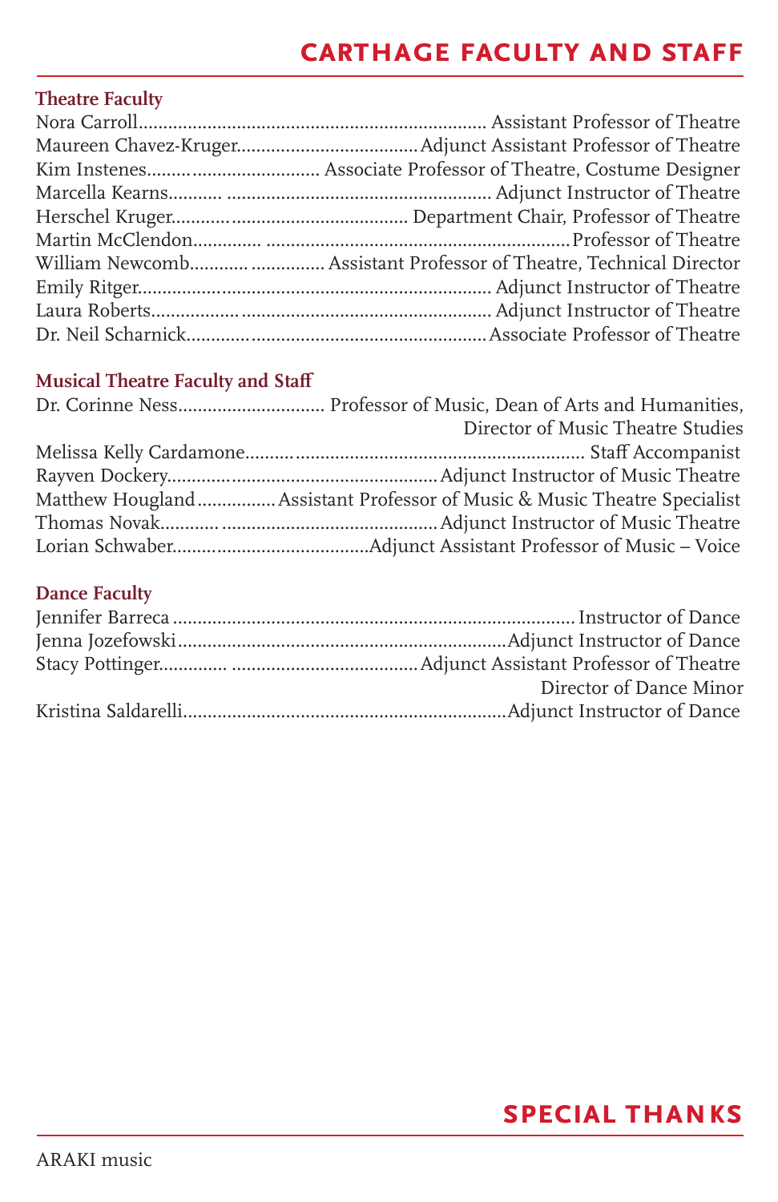# CARTHAGE FACULTY AND STAFF

## Theatre Faculty

Nora Carroll...................................................................... Assistant Professor of Theatre
Maureen Chavez-Kruger..................................... Adjunct Assistant Professor of Theatre
Kim Instenes.................................... Associate Professor of Theatre, Costume Designer
Marcella Kearns........... ..................................................... Adjunct Instructor of Theatre
Herschel Kruger............ ........................................ Department Chair, Professor of Theatre
Martin McClendon............. .............................................................Professor of Theatre
William Newcomb............ ............... Assistant Professor of Theatre, Technical Director
Emily Ritger........................................................................ Adjunct Instructor of Theatre
Laura Roberts................... .................................................. Adjunct Instructor of Theatre
Dr. Neil Scharnick.............................................................Associate Professor of Theatre

## Musical Theatre Faculty and Staff

Dr. Corinne Ness.............................. Professor of Music, Dean of Arts and Humanities, Director of Music Theatre Studies
Melissa Kelly Cardamone...................................................................... Staff Accompanist
Rayven Dockery.......................................................Adjunct Instructor of Music Theatre
Matthew Hougland................Assistant Professor of Music & Music Theatre Specialist
Thomas Novak........... ...........................................Adjunct Instructor of Music Theatre
Lorian Schwaber........................................Adjunct Assistant Professor of Music – Voice

## Dance Faculty

Jennifer Barreca .................................................................................Instructor of Dance
Jenna Jozefowski..................................................................Adjunct Instructor of Dance
Stacy Pottinger............. .....................................Adjunct Assistant Professor of Theatre, Director of Dance Minor
Kristina Saldarelli.................................................................Adjunct Instructor of Dance

# SPECIAL THANKS

ARAKI music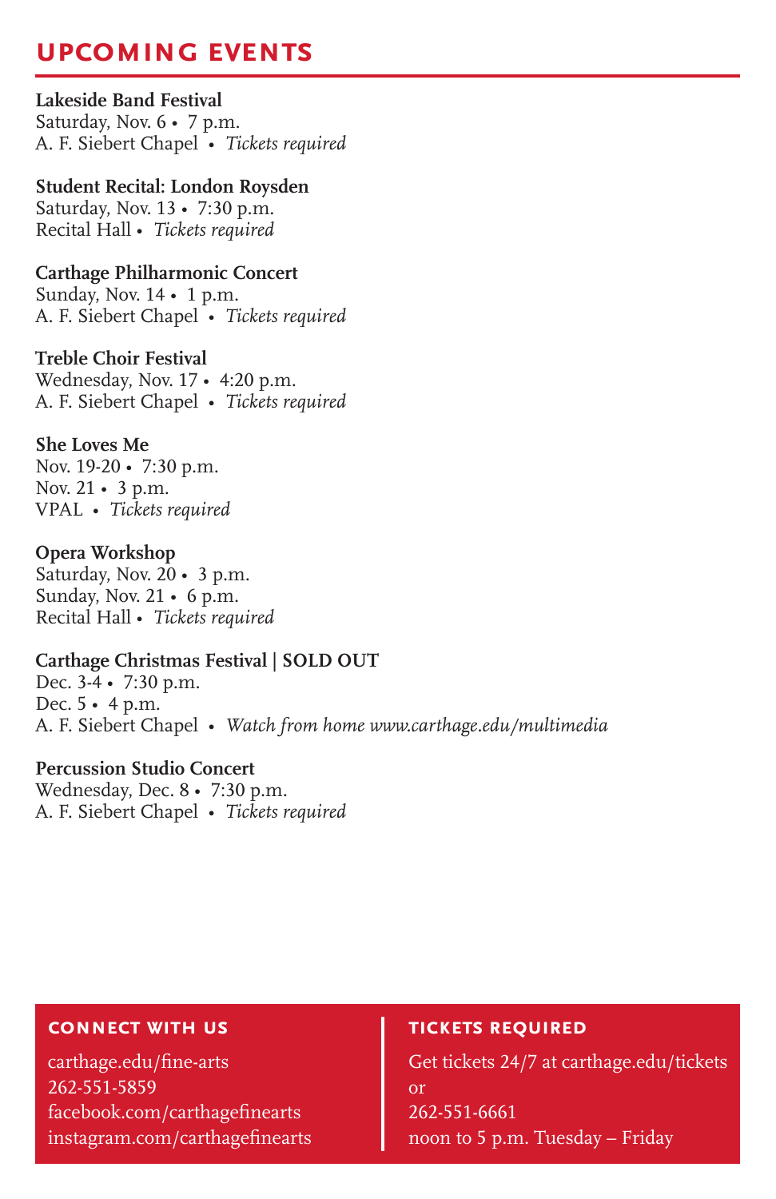## UPCOMING EVENTS

**Lakeside Band Festival**
Saturday, Nov. 6 • 7 p.m.
A. F. Siebert Chapel • *Tickets required*

**Student Recital: London Roysden**
Saturday, Nov. 13 • 7:30 p.m.
Recital Hall • *Tickets required*

**Carthage Philharmonic Concert**
Sunday, Nov. 14 • 1 p.m.
A. F. Siebert Chapel • *Tickets required*

**Treble Choir Festival**
Wednesday, Nov. 17 • 4:20 p.m.
A. F. Siebert Chapel • *Tickets required*

**She Loves Me**
Nov. 19-20 • 7:30 p.m.
Nov. 21 • 3 p.m.
VPAL • *Tickets required*

**Opera Workshop**
Saturday, Nov. 20 • 3 p.m.
Sunday, Nov. 21 • 6 p.m.
Recital Hall • *Tickets required*

**Carthage Christmas Festival | SOLD OUT**
Dec. 3-4 • 7:30 p.m.
Dec. 5 • 4 p.m.
A. F. Siebert Chapel • *Watch from home www.carthage.edu/multimedia*

**Percussion Studio Concert**
Wednesday, Dec. 8 • 7:30 p.m.
A. F. Siebert Chapel • *Tickets required*

### CONNECT WITH US

carthage.edu/fine-arts
262-551-5859
facebook.com/carthagefinearts
instagram.com/carthagefinearts

### TICKETS REQUIRED

Get tickets 24/7 at carthage.edu/tickets
or
262-551-6661
noon to 5 p.m. Tuesday – Friday